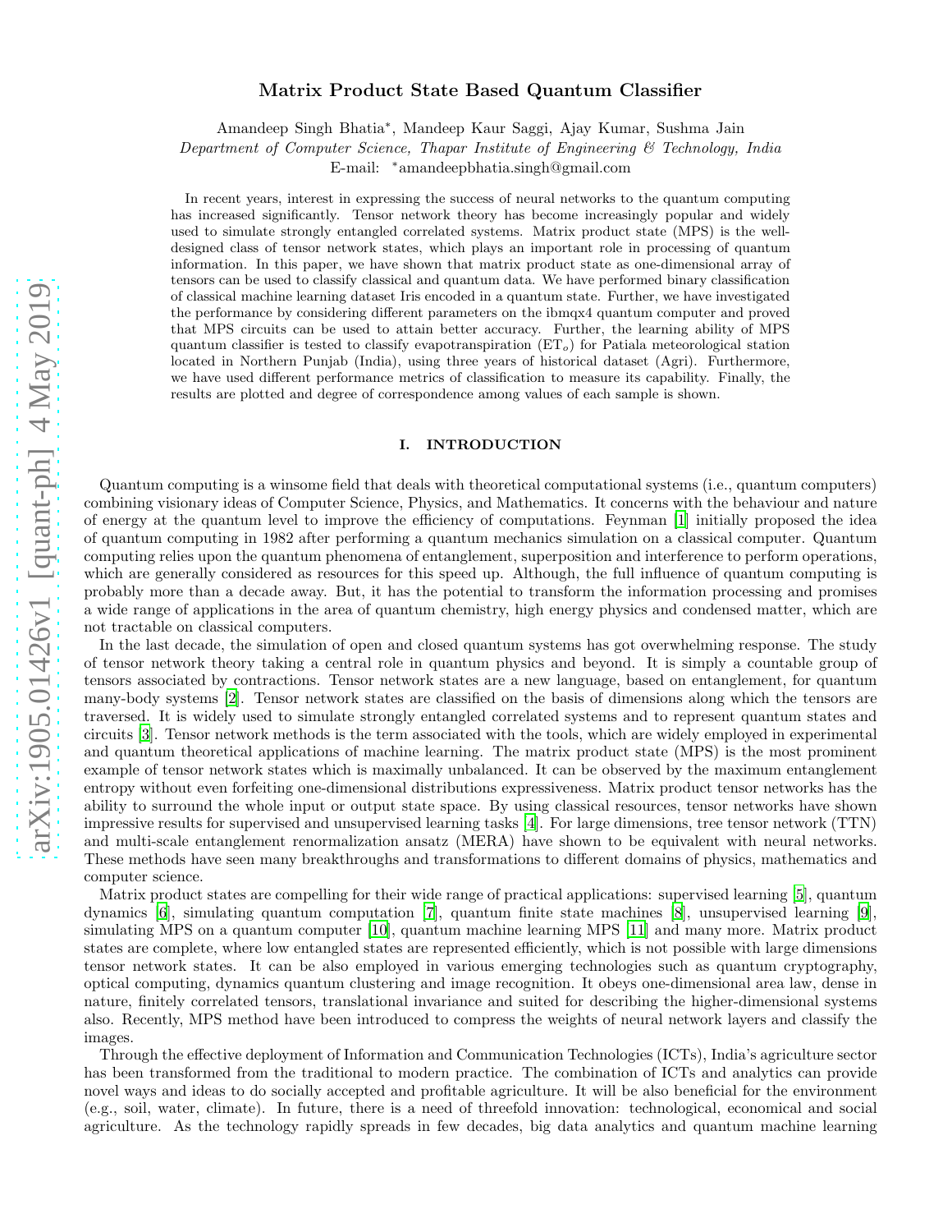# Matrix Product State Based Quantum Classifier

Amandeep Singh Bhatia*, Mandeep Kaur Saggi, Ajay Kumar, Sushma Jain

*Department of Computer Science, Thapar Institute of Engineering & Technology, India*

E-mail: *amandeepbhatia.singh@gmail.com

In recent years, interest in expressing the success of neural networks to the quantum computing has increased significantly. Tensor network theory has become increasingly popular and widely used to simulate strongly entangled correlated systems. Matrix product state (MPS) is the well-designed class of tensor network states, which plays an important role in processing of quantum information. In this paper, we have shown that matrix product state as one-dimensional array of tensors can be used to classify classical and quantum data. We have performed binary classification of classical machine learning dataset Iris encoded in a quantum state. Further, we have investigated the performance by considering different parameters on the ibmqx4 quantum computer and proved that MPS circuits can be used to attain better accuracy. Further, the learning ability of MPS quantum classifier is tested to classify evapotranspiration ($\mathrm{ET}_o$) for Patiala meteorological station located in Northern Punjab (India), using three years of historical dataset (Agri). Furthermore, we have used different performance metrics of classification to measure its capability. Finally, the results are plotted and degree of correspondence among values of each sample is shown.

## I. INTRODUCTION

Quantum computing is a winsome field that deals with theoretical computational systems (i.e., quantum computers) combining visionary ideas of Computer Science, Physics, and Mathematics. It concerns with the behaviour and nature of energy at the quantum level to improve the efficiency of computations. Feynman [1] initially proposed the idea of quantum computing in 1982 after performing a quantum mechanics simulation on a classical computer. Quantum computing relies upon the quantum phenomena of entanglement, superposition and interference to perform operations, which are generally considered as resources for this speed up. Although, the full influence of quantum computing is probably more than a decade away. But, it has the potential to transform the information processing and promises a wide range of applications in the area of quantum chemistry, high energy physics and condensed matter, which are not tractable on classical computers.

In the last decade, the simulation of open and closed quantum systems has got overwhelming response. The study of tensor network theory taking a central role in quantum physics and beyond. It is simply a countable group of tensors associated by contractions. Tensor network states are a new language, based on entanglement, for quantum many-body systems [2]. Tensor network states are classified on the basis of dimensions along which the tensors are traversed. It is widely used to simulate strongly entangled correlated systems and to represent quantum states and circuits [3]. Tensor network methods is the term associated with the tools, which are widely employed in experimental and quantum theoretical applications of machine learning. The matrix product state (MPS) is the most prominent example of tensor network states which is maximally unbalanced. It can be observed by the maximum entanglement entropy without even forfeiting one-dimensional distributions expressiveness. Matrix product tensor networks has the ability to surround the whole input or output state space. By using classical resources, tensor networks have shown impressive results for supervised and unsupervised learning tasks [4]. For large dimensions, tree tensor network (TTN) and multi-scale entanglement renormalization ansatz (MERA) have shown to be equivalent with neural networks. These methods have seen many breakthroughs and transformations to different domains of physics, mathematics and computer science.

Matrix product states are compelling for their wide range of practical applications: supervised learning [5], quantum dynamics [6], simulating quantum computation [7], quantum finite state machines [8], unsupervised learning [9], simulating MPS on a quantum computer [10], quantum machine learning MPS [11] and many more. Matrix product states are complete, where low entangled states are represented efficiently, which is not possible with large dimensions tensor network states. It can be also employed in various emerging technologies such as quantum cryptography, optical computing, dynamics quantum clustering and image recognition. It obeys one-dimensional area law, dense in nature, finitely correlated tensors, translational invariance and suited for describing the higher-dimensional systems also. Recently, MPS method have been introduced to compress the weights of neural network layers and classify the images.

Through the effective deployment of Information and Communication Technologies (ICTs), India's agriculture sector has been transformed from the traditional to modern practice. The combination of ICTs and analytics can provide novel ways and ideas to do socially accepted and profitable agriculture. It will be also beneficial for the environment (e.g., soil, water, climate). In future, there is a need of threefold innovation: technological, economical and social agriculture. As the technology rapidly spreads in few decades, big data analytics and quantum machine learning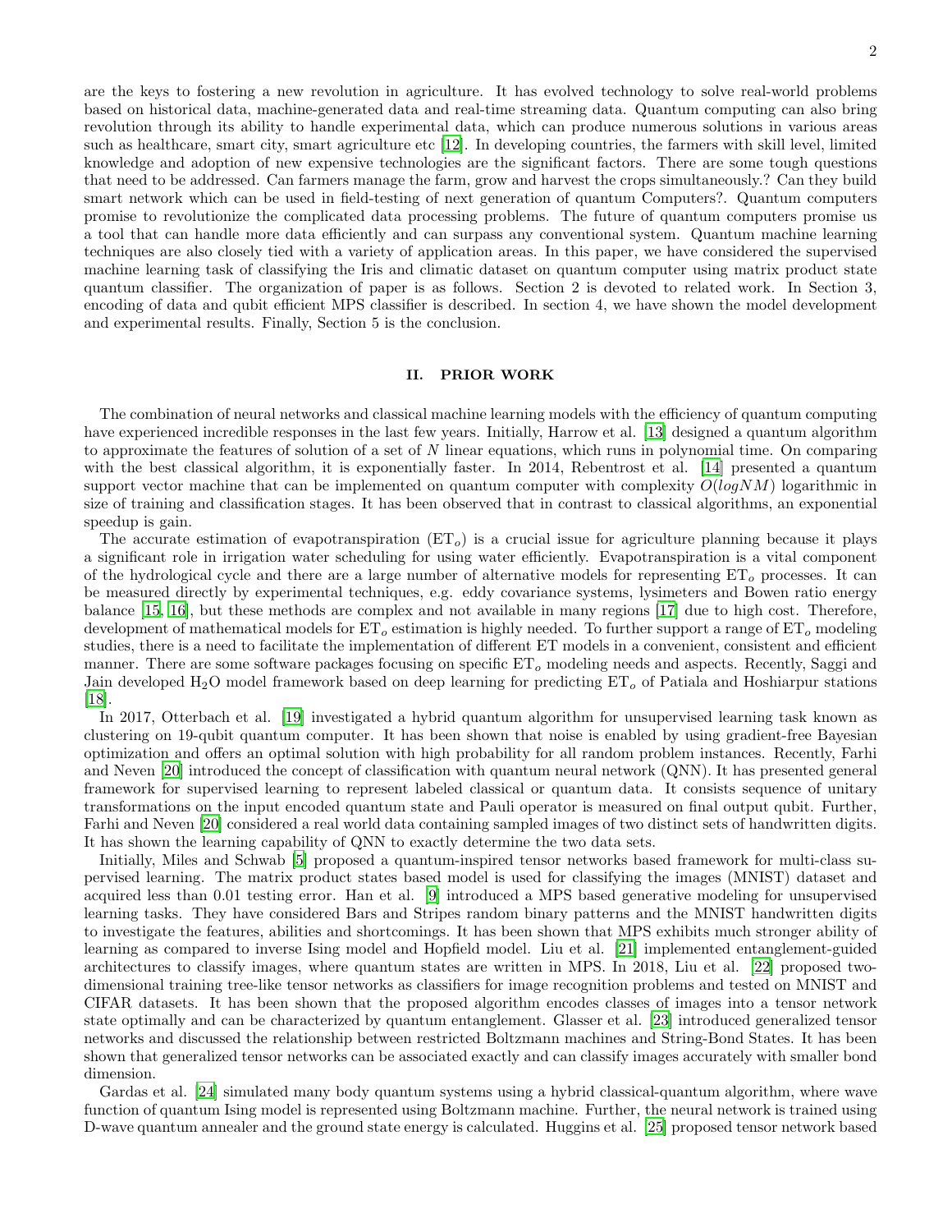are the keys to fostering a new revolution in agriculture. It has evolved technology to solve real-world problems based on historical data, machine-generated data and real-time streaming data. Quantum computing can also bring revolution through its ability to handle experimental data, which can produce numerous solutions in various areas such as healthcare, smart city, smart agriculture etc [12]. In developing countries, the farmers with skill level, limited knowledge and adoption of new expensive technologies are the significant factors. There are some tough questions that need to be addressed. Can farmers manage the farm, grow and harvest the crops simultaneously.? Can they build smart network which can be used in field-testing of next generation of quantum Computers?. Quantum computers promise to revolutionize the complicated data processing problems. The future of quantum computers promise us a tool that can handle more data efficiently and can surpass any conventional system. Quantum machine learning techniques are also closely tied with a variety of application areas. In this paper, we have considered the supervised machine learning task of classifying the Iris and climatic dataset on quantum computer using matrix product state quantum classifier. The organization of paper is as follows. Section 2 is devoted to related work. In Section 3, encoding of data and qubit efficient MPS classifier is described. In section 4, we have shown the model development and experimental results. Finally, Section 5 is the conclusion.

## II. PRIOR WORK

The combination of neural networks and classical machine learning models with the efficiency of quantum computing have experienced incredible responses in the last few years. Initially, Harrow et al. [13] designed a quantum algorithm to approximate the features of solution of a set of $N$ linear equations, which runs in polynomial time. On comparing with the best classical algorithm, it is exponentially faster. In 2014, Rebentrost et al. [14] presented a quantum support vector machine that can be implemented on quantum computer with complexity $O(logNM)$ logarithmic in size of training and classification stages. It has been observed that in contrast to classical algorithms, an exponential speedup is gain.

The accurate estimation of evapotranspiration ($ET_o$) is a crucial issue for agriculture planning because it plays a significant role in irrigation water scheduling for using water efficiently. Evapotranspiration is a vital component of the hydrological cycle and there are a large number of alternative models for representing $ET_o$ processes. It can be measured directly by experimental techniques, e.g. eddy covariance systems, lysimeters and Bowen ratio energy balance [15, 16], but these methods are complex and not available in many regions [17] due to high cost. Therefore, development of mathematical models for $ET_o$ estimation is highly needed. To further support a range of $ET_o$ modeling studies, there is a need to facilitate the implementation of different ET models in a convenient, consistent and efficient manner. There are some software packages focusing on specific $ET_o$ modeling needs and aspects. Recently, Saggi and Jain developed $H_2O$ model framework based on deep learning for predicting $ET_o$ of Patiala and Hoshiarpur stations [18].

In 2017, Otterbach et al. [19] investigated a hybrid quantum algorithm for unsupervised learning task known as clustering on 19-qubit quantum computer. It has been shown that noise is enabled by using gradient-free Bayesian optimization and offers an optimal solution with high probability for all random problem instances. Recently, Farhi and Neven [20] introduced the concept of classification with quantum neural network (QNN). It has presented general framework for supervised learning to represent labeled classical or quantum data. It consists sequence of unitary transformations on the input encoded quantum state and Pauli operator is measured on final output qubit. Further, Farhi and Neven [20] considered a real world data containing sampled images of two distinct sets of handwritten digits. It has shown the learning capability of QNN to exactly determine the two data sets.

Initially, Miles and Schwab [5] proposed a quantum-inspired tensor networks based framework for multi-class supervised learning. The matrix product states based model is used for classifying the images (MNIST) dataset and acquired less than 0.01 testing error. Han et al. [9] introduced a MPS based generative modeling for unsupervised learning tasks. They have considered Bars and Stripes random binary patterns and the MNIST handwritten digits to investigate the features, abilities and shortcomings. It has been shown that MPS exhibits much stronger ability of learning as compared to inverse Ising model and Hopfield model. Liu et al. [21] implemented entanglement-guided architectures to classify images, where quantum states are written in MPS. In 2018, Liu et al. [22] proposed two-dimensional training tree-like tensor networks as classifiers for image recognition problems and tested on MNIST and CIFAR datasets. It has been shown that the proposed algorithm encodes classes of images into a tensor network state optimally and can be characterized by quantum entanglement. Glasser et al. [23] introduced generalized tensor networks and discussed the relationship between restricted Boltzmann machines and String-Bond States. It has been shown that generalized tensor networks can be associated exactly and can classify images accurately with smaller bond dimension.

Gardas et al. [24] simulated many body quantum systems using a hybrid classical-quantum algorithm, where wave function of quantum Ising model is represented using Boltzmann machine. Further, the neural network is trained using D-wave quantum annealer and the ground state energy is calculated. Huggins et al. [25] proposed tensor network based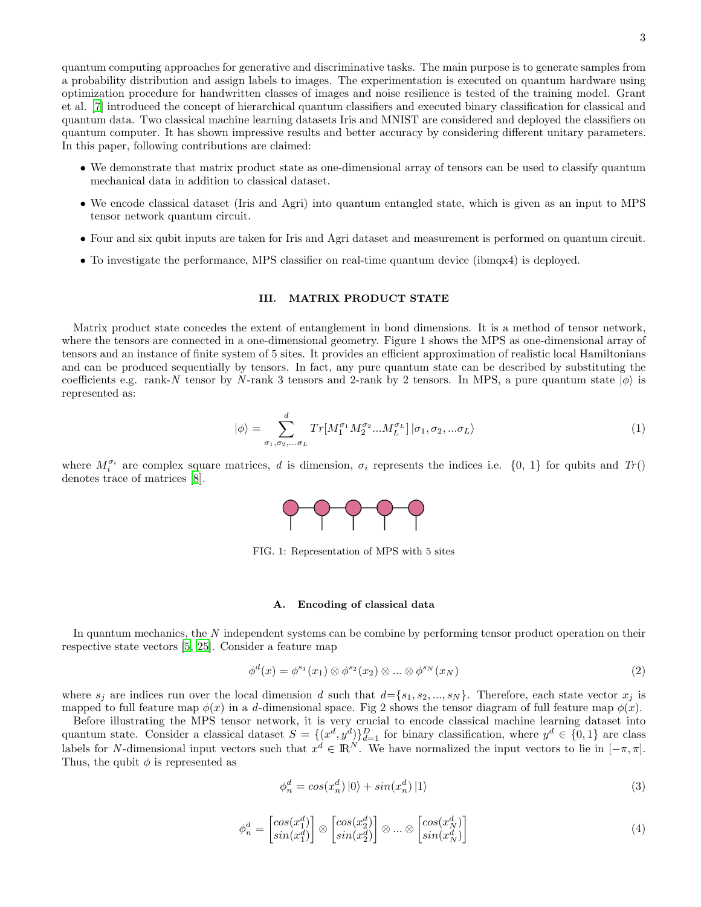quantum computing approaches for generative and discriminative tasks. The main purpose is to generate samples from a probability distribution and assign labels to images. The experimentation is executed on quantum hardware using optimization procedure for handwritten classes of images and noise resilience is tested of the training model. Grant et al. [7] introduced the concept of hierarchical quantum classifiers and executed binary classification for classical and quantum data. Two classical machine learning datasets Iris and MNIST are considered and deployed the classifiers on quantum computer. It has shown impressive results and better accuracy by considering different unitary parameters. In this paper, following contributions are claimed:

- We demonstrate that matrix product state as one-dimensional array of tensors can be used to classify quantum mechanical data in addition to classical dataset.
- We encode classical dataset (Iris and Agri) into quantum entangled state, which is given as an input to MPS tensor network quantum circuit.
- Four and six qubit inputs are taken for Iris and Agri dataset and measurement is performed on quantum circuit.
- To investigate the performance, MPS classifier on real-time quantum device (ibmqx4) is deployed.

## III. MATRIX PRODUCT STATE

Matrix product state concedes the extent of entanglement in bond dimensions. It is a method of tensor network, where the tensors are connected in a one-dimensional geometry. Figure 1 shows the MPS as one-dimensional array of tensors and an instance of finite system of 5 sites. It provides an efficient approximation of realistic local Hamiltonians and can be produced sequentially by tensors. In fact, any pure quantum state can be described by substituting the coefficients e.g. rank-$N$ tensor by $N$-rank 3 tensors and 2-rank by 2 tensors. In MPS, a pure quantum state $|\phi\rangle$ is represented as:

$$|\phi\rangle = \sum_{\sigma_1,\sigma_2,...\sigma_L}^{d} Tr[M_1^{\sigma_1} M_2^{\sigma_2} ... M_L^{\sigma_L}]\,|\sigma_1, \sigma_2, ...\sigma_L\rangle \tag{1}$$

where $M_i^{\sigma_i}$ are complex square matrices, $d$ is dimension, $\sigma_i$ represents the indices i.e. $\{0, 1\}$ for qubits and $Tr()$ denotes trace of matrices [8].

FIG. 1: Representation of MPS with 5 sites

### A. Encoding of classical data

In quantum mechanics, the $N$ independent systems can be combine by performing tensor product operation on their respective state vectors [5, 25]. Consider a feature map

$$\phi^d(x) = \phi^{s_1}(x_1) \otimes \phi^{s_2}(x_2) \otimes ... \otimes \phi^{s_N}(x_N) \tag{2}$$

where $s_j$ are indices run over the local dimension $d$ such that $d$=$\{s_1, s_2, ..., s_N\}$. Therefore, each state vector $x_j$ is mapped to full feature map $\phi(x)$ in a $d$-dimensional space. Fig 2 shows the tensor diagram of full feature map $\phi(x)$.

Before illustrating the MPS tensor network, it is very crucial to encode classical machine learning dataset into quantum state. Consider a classical dataset $S = \{(x^d, y^d)\}_{d=1}^{D}$ for binary classification, where $y^d \in \{0, 1\}$ are class labels for $N$-dimensional input vectors such that $x^d \in \mathbb{R}^N$. We have normalized the input vectors to lie in $[-\pi, \pi]$. Thus, the qubit $\phi$ is represented as

$$\phi_n^d = cos(x_n^d)\,|0\rangle + sin(x_n^d)\,|1\rangle \tag{3}$$

$$\phi_n^d = \begin{bmatrix} cos(x_1^d) \\ sin(x_1^d) \end{bmatrix} \otimes \begin{bmatrix} cos(x_2^d) \\ sin(x_2^d) \end{bmatrix} \otimes ... \otimes \begin{bmatrix} cos(x_N^d) \\ sin(x_N^d) \end{bmatrix} \tag{4}$$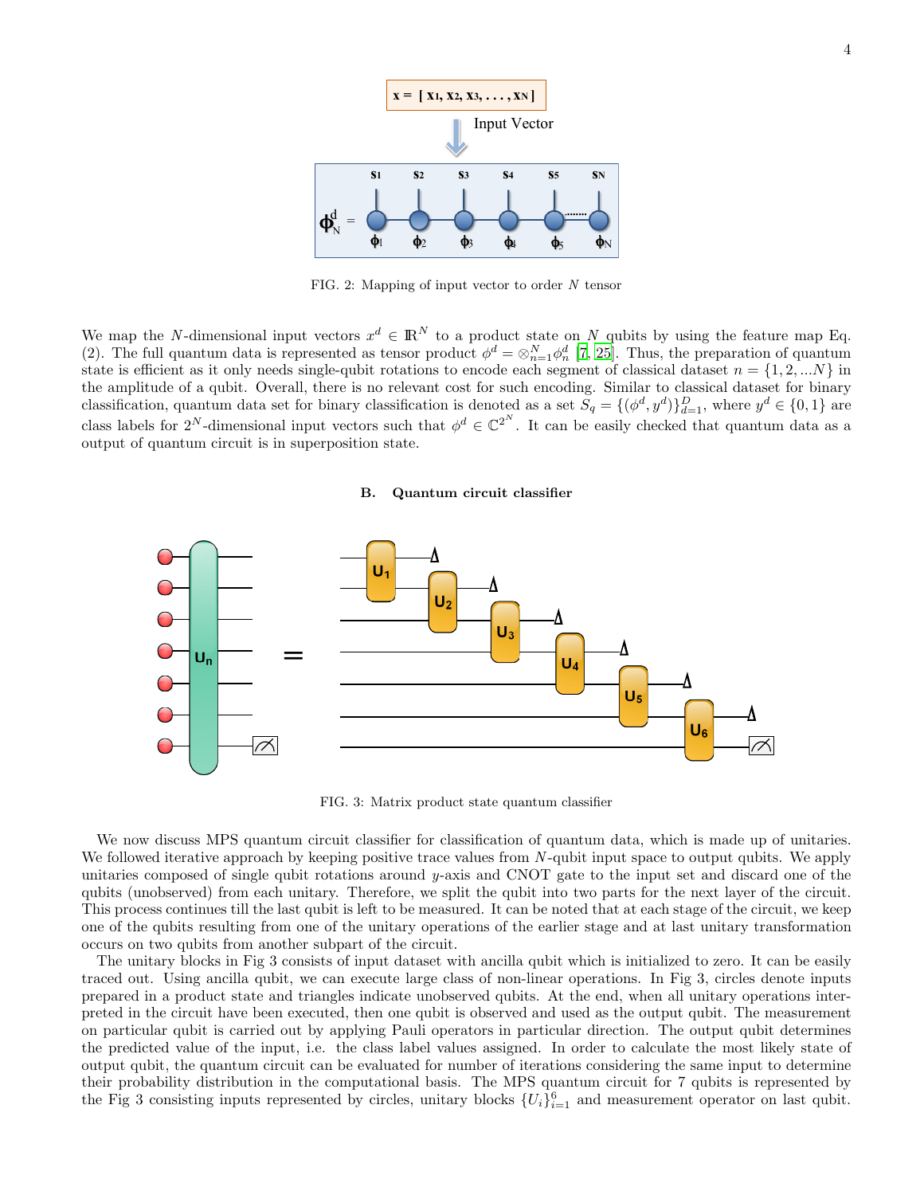FIG. 2: Mapping of input vector to order $N$ tensor

We map the $N$-dimensional input vectors $x^d \in \mathbb{R}^N$ to a product state on $N$ qubits by using the feature map Eq. (2). The full quantum data is represented as tensor product $\phi^d = \otimes_{n=1}^{N} \phi_n^d$ [7, 25]. Thus, the preparation of quantum state is efficient as it only needs single-qubit rotations to encode each segment of classical dataset $n = \{1, 2, ...N\}$ in the amplitude of a qubit. Overall, there is no relevant cost for such encoding. Similar to classical dataset for binary classification, quantum data set for binary classification is denoted as a set $S_q = \{(\phi^d, y^d)\}_{d=1}^{D}$, where $y^d \in \{0, 1\}$ are class labels for $2^N$-dimensional input vectors such that $\phi^d \in \mathbb{C}^{2^N}$. It can be easily checked that quantum data as a output of quantum circuit is in superposition state.

### B. Quantum circuit classifier

FIG. 3: Matrix product state quantum classifier

We now discuss MPS quantum circuit classifier for classification of quantum data, which is made up of unitaries. We followed iterative approach by keeping positive trace values from $N$-qubit input space to output qubits. We apply unitaries composed of single qubit rotations around $y$-axis and CNOT gate to the input set and discard one of the qubits (unobserved) from each unitary. Therefore, we split the qubit into two parts for the next layer of the circuit. This process continues till the last qubit is left to be measured. It can be noted that at each stage of the circuit, we keep one of the qubits resulting from one of the unitary operations of the earlier stage and at last unitary transformation occurs on two qubits from another subpart of the circuit.

The unitary blocks in Fig 3 consists of input dataset with ancilla qubit which is initialized to zero. It can be easily traced out. Using ancilla qubit, we can execute large class of non-linear operations. In Fig 3, circles denote inputs prepared in a product state and triangles indicate unobserved qubits. At the end, when all unitary operations interpreted in the circuit have been executed, then one qubit is observed and used as the output qubit. The measurement on particular qubit is carried out by applying Pauli operators in particular direction. The output qubit determines the predicted value of the input, i.e. the class label values assigned. In order to calculate the most likely state of output qubit, the quantum circuit can be evaluated for number of iterations considering the same input to determine their probability distribution in the computational basis. The MPS quantum circuit for 7 qubits is represented by the Fig 3 consisting inputs represented by circles, unitary blocks $\{U_i\}_{i=1}^{6}$ and measurement operator on last qubit.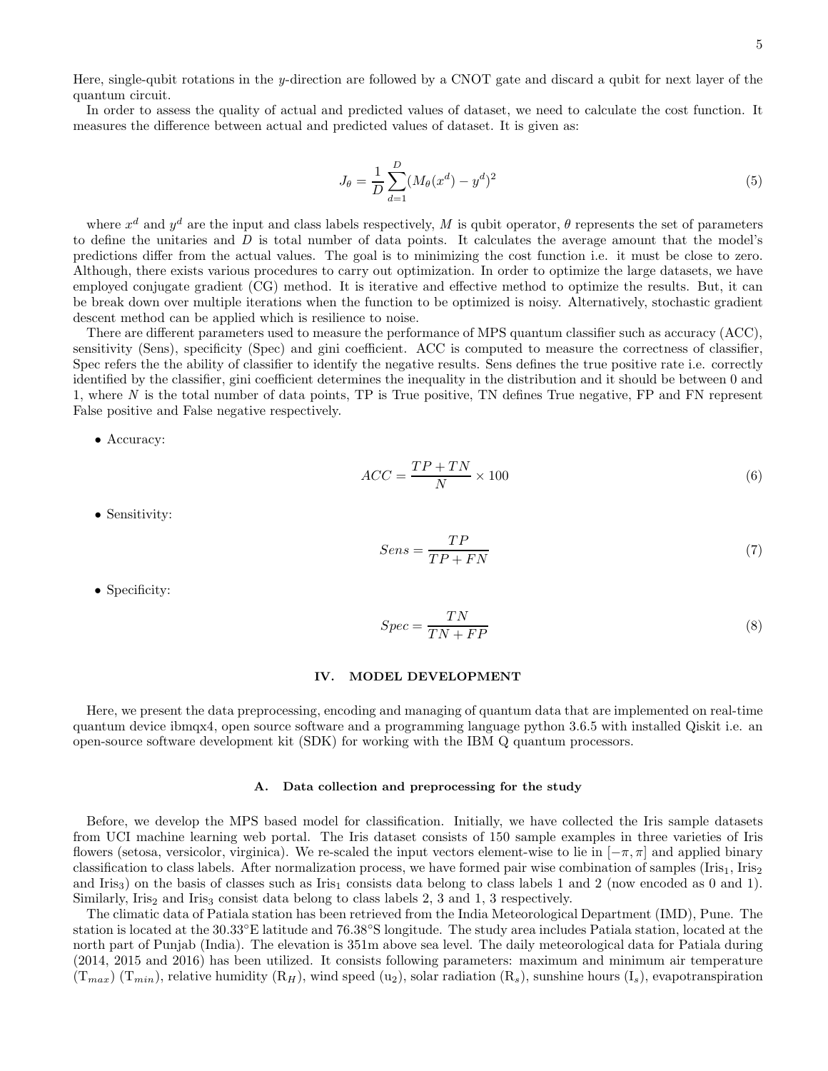Here, single-qubit rotations in the $y$-direction are followed by a CNOT gate and discard a qubit for next layer of the quantum circuit.

In order to assess the quality of actual and predicted values of dataset, we need to calculate the cost function. It measures the difference between actual and predicted values of dataset. It is given as:

$$J_\theta = \frac{1}{D}\sum_{d=1}^{D}(M_\theta(x^d) - y^d)^2 \tag{5}$$

where $x^d$ and $y^d$ are the input and class labels respectively, $M$ is qubit operator, $\theta$ represents the set of parameters to define the unitaries and $D$ is total number of data points. It calculates the average amount that the model's predictions differ from the actual values. The goal is to minimizing the cost function i.e. it must be close to zero. Although, there exists various procedures to carry out optimization. In order to optimize the large datasets, we have employed conjugate gradient (CG) method. It is iterative and effective method to optimize the results. But, it can be break down over multiple iterations when the function to be optimized is noisy. Alternatively, stochastic gradient descent method can be applied which is resilience to noise.

There are different parameters used to measure the performance of MPS quantum classifier such as accuracy (ACC), sensitivity (Sens), specificity (Spec) and gini coefficient. ACC is computed to measure the correctness of classifier, Spec refers the the ability of classifier to identify the negative results. Sens defines the true positive rate i.e. correctly identified by the classifier, gini coefficient determines the inequality in the distribution and it should be between 0 and 1, where $N$ is the total number of data points, TP is True positive, TN defines True negative, FP and FN represent False positive and False negative respectively.

- Accuracy:

$$ACC = \frac{TP + TN}{N} \times 100 \tag{6}$$

- Sensitivity:

$$Sens = \frac{TP}{TP + FN} \tag{7}$$

- Specificity:

$$Spec = \frac{TN}{TN + FP} \tag{8}$$

## IV. MODEL DEVELOPMENT

Here, we present the data preprocessing, encoding and managing of quantum data that are implemented on real-time quantum device ibmqx4, open source software and a programming language python 3.6.5 with installed Qiskit i.e. an open-source software development kit (SDK) for working with the IBM Q quantum processors.

### A. Data collection and preprocessing for the study

Before, we develop the MPS based model for classification. Initially, we have collected the Iris sample datasets from UCI machine learning web portal. The Iris dataset consists of 150 sample examples in three varieties of Iris flowers (setosa, versicolor, virginica). We re-scaled the input vectors element-wise to lie in $[-\pi, \pi]$ and applied binary classification to class labels. After normalization process, we have formed pair wise combination of samples ($\text{Iris}_1$, $\text{Iris}_2$ and $\text{Iris}_3$) on the basis of classes such as $\text{Iris}_1$ consists data belong to class labels 1 and 2 (now encoded as 0 and 1). Similarly, $\text{Iris}_2$ and $\text{Iris}_3$ consist data belong to class labels 2, 3 and 1, 3 respectively.

The climatic data of Patiala station has been retrieved from the India Meteorological Department (IMD), Pune. The station is located at the 30.33°E latitude and 76.38°S longitude. The study area includes Patiala station, located at the north part of Punjab (India). The elevation is 351m above sea level. The daily meteorological data for Patiala during (2014, 2015 and 2016) has been utilized. It consists following parameters: maximum and minimum air temperature ($T_{max}$) ($T_{min}$), relative humidity ($R_H$), wind speed ($u_2$), solar radiation ($R_s$), sunshine hours ($I_s$), evapotranspiration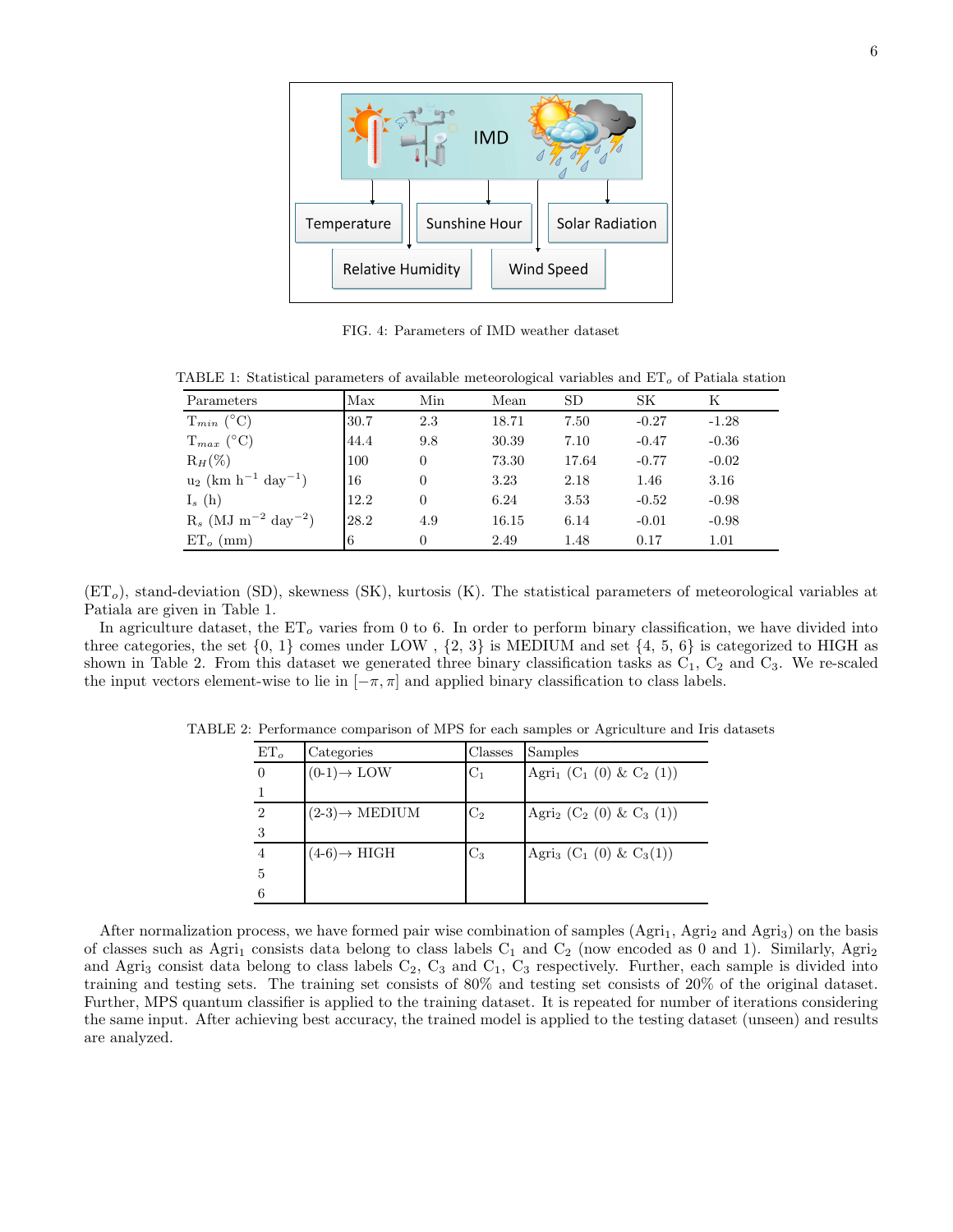FIG. 4: Parameters of IMD weather dataset

TABLE 1: Statistical parameters of available meteorological variables and $ET_o$ of Patiala station

| Parameters | Max | Min | Mean | SD | SK | K |
|---|---|---|---|---|---|---|
| $T_{min}$ (°C) | 30.7 | 2.3 | 18.71 | 7.50 | -0.27 | -1.28 |
| $T_{max}$ (°C) | 44.4 | 9.8 | 30.39 | 7.10 | -0.47 | -0.36 |
| $R_H$(%) | 100 | 0 | 73.30 | 17.64 | -0.77 | -0.02 |
| $u_2$ (km $h^{-1}$ $day^{-1}$) | 16 | 0 | 3.23 | 2.18 | 1.46 | 3.16 |
| $I_s$ (h) | 12.2 | 0 | 6.24 | 3.53 | -0.52 | -0.98 |
| $R_s$ (MJ $m^{-2}$ $day^{-2}$) | 28.2 | 4.9 | 16.15 | 6.14 | -0.01 | -0.98 |
| $ET_o$ (mm) | 6 | 0 | 2.49 | 1.48 | 0.17 | 1.01 |

($ET_o$), stand-deviation (SD), skewness (SK), kurtosis (K). The statistical parameters of meteorological variables at Patiala are given in Table 1.

In agriculture dataset, the $ET_o$ varies from 0 to 6. In order to perform binary classification, we have divided into three categories, the set {0, 1} comes under LOW , {2, 3} is MEDIUM and set {4, 5, 6} is categorized to HIGH as shown in Table 2. From this dataset we generated three binary classification tasks as $C_1$, $C_2$ and $C_3$. We re-scaled the input vectors element-wise to lie in $[-\pi, \pi]$ and applied binary classification to class labels.

TABLE 2: Performance comparison of MPS for each samples or Agriculture and Iris datasets

| $ET_o$ | Categories | Classes | Samples |
|---|---|---|---|
| 0<br>1 | (0-1)→ LOW | $C_1$ | $Agri_1$ ($C_1$ (0) & $C_2$ (1)) |
| 2<br>3 | (2-3)→ MEDIUM | $C_2$ | $Agri_2$ ($C_2$ (0) & $C_3$ (1)) |
| 4<br>5<br>6 | (4-6)→ HIGH | $C_3$ | $Agri_3$ ($C_1$ (0) & $C_3$(1)) |

After normalization process, we have formed pair wise combination of samples ($Agri_1$, $Agri_2$ and $Agri_3$) on the basis of classes such as $Agri_1$ consists data belong to class labels $C_1$ and $C_2$ (now encoded as 0 and 1). Similarly, $Agri_2$ and $Agri_3$ consist data belong to class labels $C_2$, $C_3$ and $C_1$, $C_3$ respectively. Further, each sample is divided into training and testing sets. The training set consists of 80% and testing set consists of 20% of the original dataset. Further, MPS quantum classifier is applied to the training dataset. It is repeated for number of iterations considering the same input. After achieving best accuracy, the trained model is applied to the testing dataset (unseen) and results are analyzed.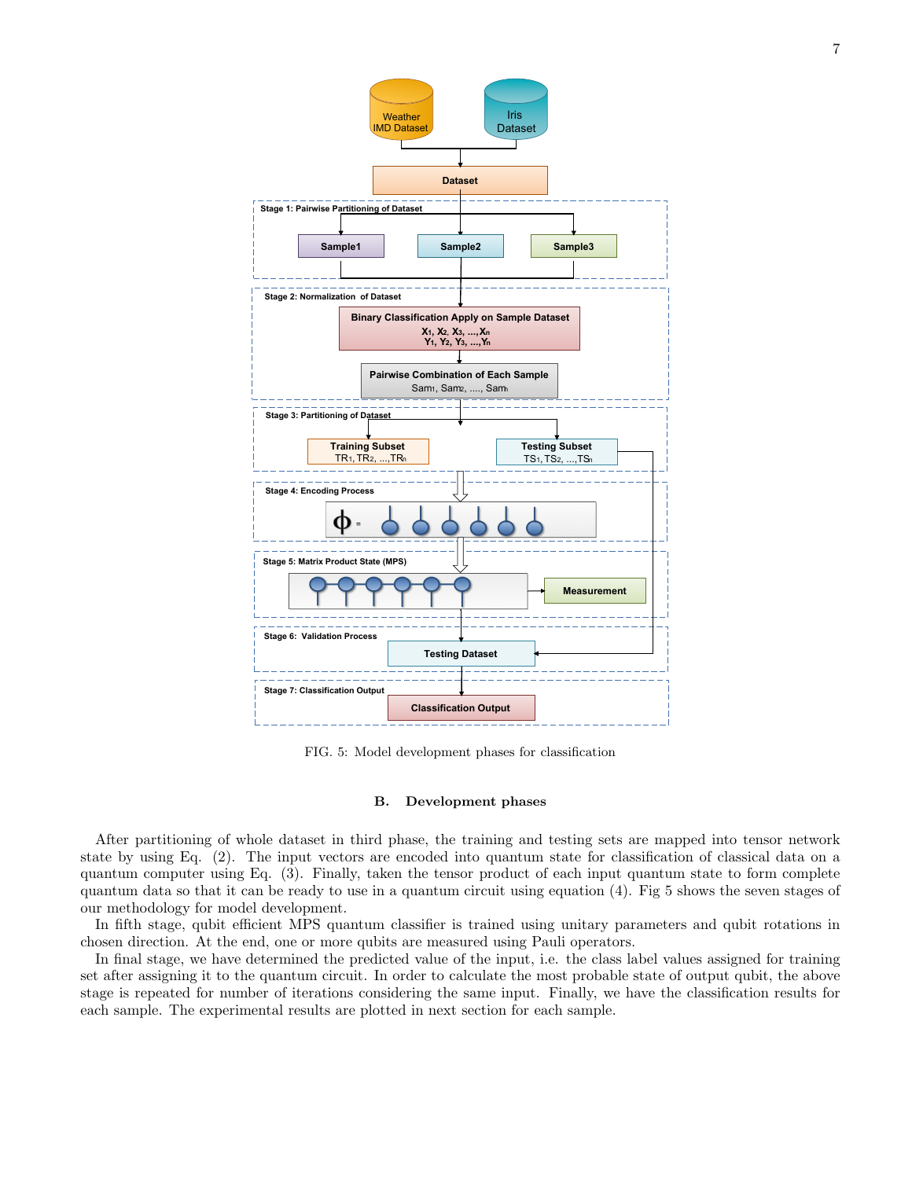FIG. 5: Model development phases for classification

### B. Development phases

After partitioning of whole dataset in third phase, the training and testing sets are mapped into tensor network state by using Eq. (2). The input vectors are encoded into quantum state for classification of classical data on a quantum computer using Eq. (3). Finally, taken the tensor product of each input quantum state to form complete quantum data so that it can be ready to use in a quantum circuit using equation (4). Fig 5 shows the seven stages of our methodology for model development.

In fifth stage, qubit efficient MPS quantum classifier is trained using unitary parameters and qubit rotations in chosen direction. At the end, one or more qubits are measured using Pauli operators.

In final stage, we have determined the predicted value of the input, i.e. the class label values assigned for training set after assigning it to the quantum circuit. In order to calculate the most probable state of output qubit, the above stage is repeated for number of iterations considering the same input. Finally, we have the classification results for each sample. The experimental results are plotted in next section for each sample.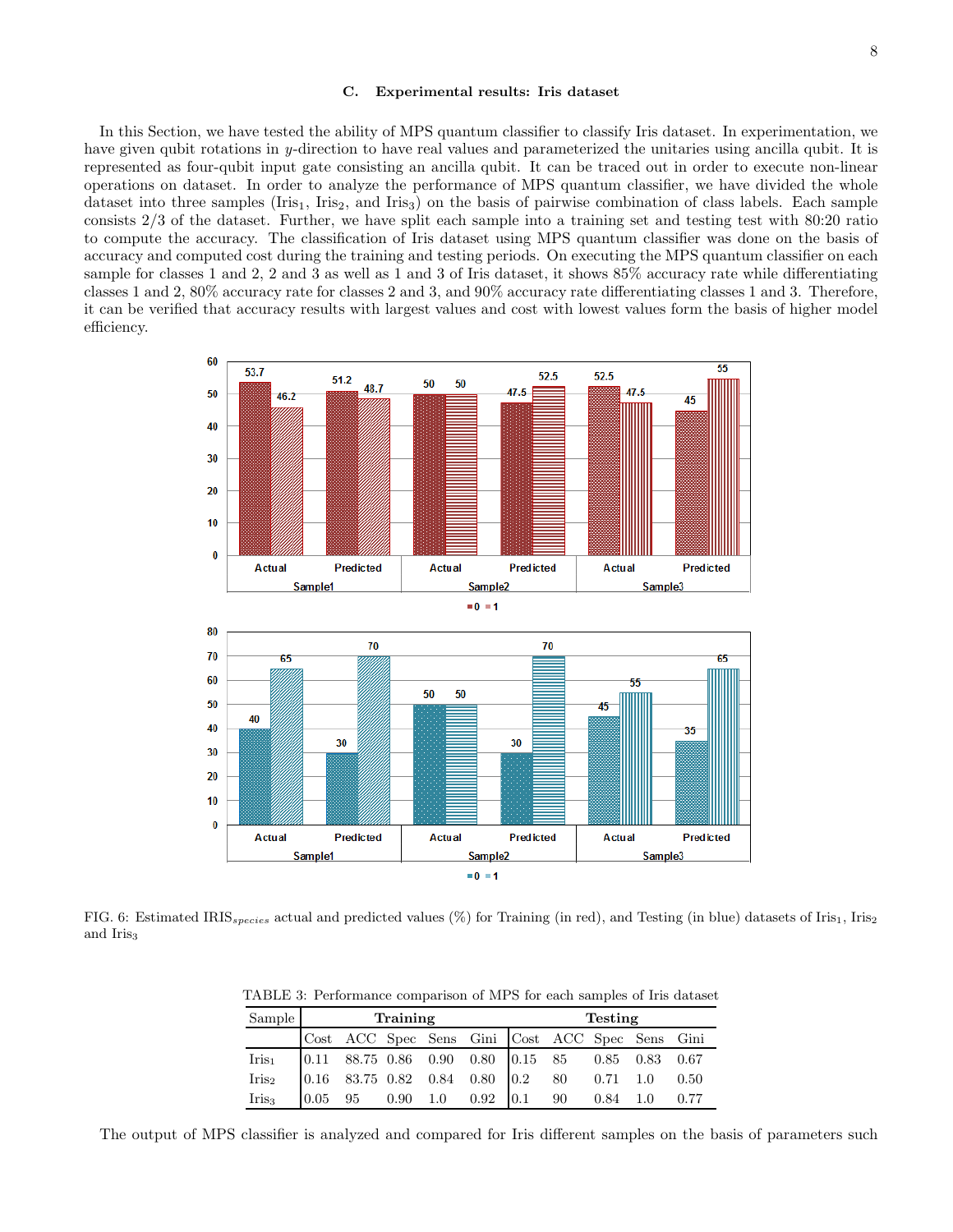### C. Experimental results: Iris dataset

In this Section, we have tested the ability of MPS quantum classifier to classify Iris dataset. In experimentation, we have given qubit rotations in $y$-direction to have real values and parameterized the unitaries using ancilla qubit. It is represented as four-qubit input gate consisting an ancilla qubit. It can be traced out in order to execute non-linear operations on dataset. In order to analyze the performance of MPS quantum classifier, we have divided the whole dataset into three samples ($\text{Iris}_1$, $\text{Iris}_2$, and $\text{Iris}_3$) on the basis of pairwise combination of class labels. Each sample consists 2/3 of the dataset. Further, we have split each sample into a training set and testing test with 80:20 ratio to compute the accuracy. The classification of Iris dataset using MPS quantum classifier was done on the basis of accuracy and computed cost during the training and testing periods. On executing the MPS quantum classifier on each sample for classes 1 and 2, 2 and 3 as well as 1 and 3 of Iris dataset, it shows 85% accuracy rate while differentiating classes 1 and 2, 80% accuracy rate for classes 2 and 3, and 90% accuracy rate differentiating classes 1 and 3. Therefore, it can be verified that accuracy results with largest values and cost with lowest values form the basis of higher model efficiency.

FIG. 6: Estimated $\text{IRIS}_{species}$ actual and predicted values (%) for Training (in red), and Testing (in blue) datasets of $\text{Iris}_1$, $\text{Iris}_2$ and $\text{Iris}_3$

TABLE 3: Performance comparison of MPS for each samples of Iris dataset

| Sample | Training | | | | | Testing | | | | |
|---|---|---|---|---|---|---|---|---|---|---|
| | Cost | ACC | Spec | Sens | Gini | Cost | ACC | Spec | Sens | Gini |
| $\text{Iris}_1$ | 0.11 | 88.75 | 0.86 | 0.90 | 0.80 | 0.15 | 85 | 0.85 | 0.83 | 0.67 |
| $\text{Iris}_2$ | 0.16 | 83.75 | 0.82 | 0.84 | 0.80 | 0.2 | 80 | 0.71 | 1.0 | 0.50 |
| $\text{Iris}_3$ | 0.05 | 95 | 0.90 | 1.0 | 0.92 | 0.1 | 90 | 0.84 | 1.0 | 0.77 |

The output of MPS classifier is analyzed and compared for Iris different samples on the basis of parameters such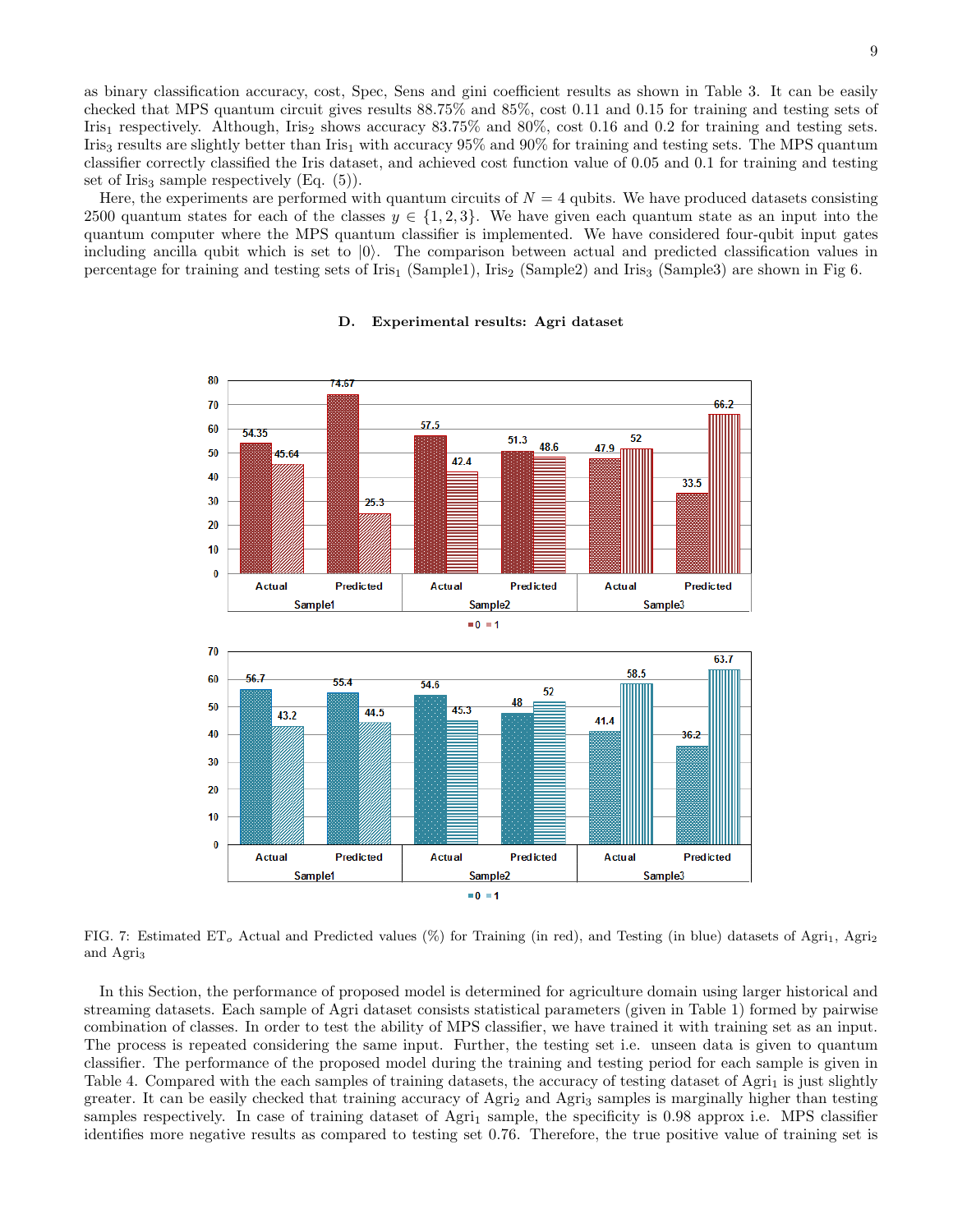as binary classification accuracy, cost, Spec, Sens and gini coefficient results as shown in Table 3. It can be easily checked that MPS quantum circuit gives results 88.75% and 85%, cost 0.11 and 0.15 for training and testing sets of Iris$_1$ respectively. Although, Iris$_2$ shows accuracy 83.75% and 80%, cost 0.16 and 0.2 for training and testing sets. Iris$_3$ results are slightly better than Iris$_1$ with accuracy 95% and 90% for training and testing sets. The MPS quantum classifier correctly classified the Iris dataset, and achieved cost function value of 0.05 and 0.1 for training and testing set of Iris$_3$ sample respectively (Eq. (5)).

Here, the experiments are performed with quantum circuits of $N = 4$ qubits. We have produced datasets consisting 2500 quantum states for each of the classes $y \in \{1, 2, 3\}$. We have given each quantum state as an input into the quantum computer where the MPS quantum classifier is implemented. We have considered four-qubit input gates including ancilla qubit which is set to $|0\rangle$. The comparison between actual and predicted classification values in percentage for training and testing sets of Iris$_1$ (Sample1), Iris$_2$ (Sample2) and Iris$_3$ (Sample3) are shown in Fig 6.

### D. Experimental results: Agri dataset

FIG. 7: Estimated ET$_o$ Actual and Predicted values (%) for Training (in red), and Testing (in blue) datasets of Agri$_1$, Agri$_2$ and Agri$_3$

In this Section, the performance of proposed model is determined for agriculture domain using larger historical and streaming datasets. Each sample of Agri dataset consists statistical parameters (given in Table 1) formed by pairwise combination of classes. In order to test the ability of MPS classifier, we have trained it with training set as an input. The process is repeated considering the same input. Further, the testing set i.e. unseen data is given to quantum classifier. The performance of the proposed model during the training and testing period for each sample is given in Table 4. Compared with the each samples of training datasets, the accuracy of testing dataset of Agri$_1$ is just slightly greater. It can be easily checked that training accuracy of Agri$_2$ and Agri$_3$ samples is marginally higher than testing samples respectively. In case of training dataset of Agri$_1$ sample, the specificity is 0.98 approx i.e. MPS classifier identifies more negative results as compared to testing set 0.76. Therefore, the true positive value of training set is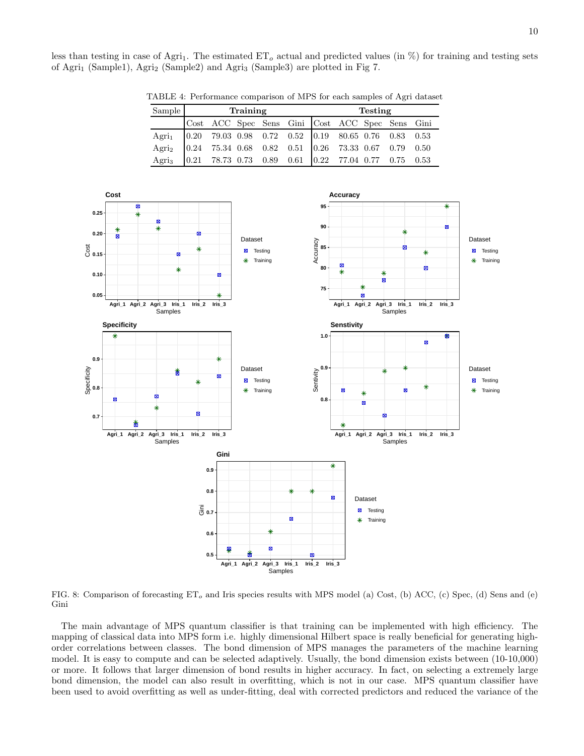less than testing in case of $Agri_1$. The estimated $ET_o$ actual and predicted values (in %) for training and testing sets of $Agri_1$ (Sample1), $Agri_2$ (Sample2) and $Agri_3$ (Sample3) are plotted in Fig 7.

TABLE 4: Performance comparison of MPS for each samples of Agri dataset

| Sample | Training | | | | | Testing | | | | |
|---|---|---|---|---|---|---|---|---|---|---|
| | Cost | ACC | Spec | Sens | Gini | Cost | ACC | Spec | Sens | Gini |
| $Agri_1$ | 0.20 | 79.03 | 0.98 | 0.72 | 0.52 | 0.19 | 80.65 | 0.76 | 0.83 | 0.53 |
| $Agri_2$ | 0.24 | 75.34 | 0.68 | 0.82 | 0.51 | 0.26 | 73.33 | 0.67 | 0.79 | 0.50 |
| $Agri_3$ | 0.21 | 78.73 | 0.73 | 0.89 | 0.61 | 0.22 | 77.04 | 0.77 | 0.75 | 0.53 |

FIG. 8: Comparison of forecasting $ET_o$ and Iris species results with MPS model (a) Cost, (b) ACC, (c) Spec, (d) Sens and (e) Gini

The main advantage of MPS quantum classifier is that training can be implemented with high efficiency. The mapping of classical data into MPS form i.e. highly dimensional Hilbert space is really beneficial for generating high-order correlations between classes. The bond dimension of MPS manages the parameters of the machine learning model. It is easy to compute and can be selected adaptively. Usually, the bond dimension exists between (10-10,000) or more. It follows that larger dimension of bond results in higher accuracy. In fact, on selecting a extremely large bond dimension, the model can also result in overfitting, which is not in our case. MPS quantum classifier have been used to avoid overfitting as well as under-fitting, deal with corrected predictors and reduced the variance of the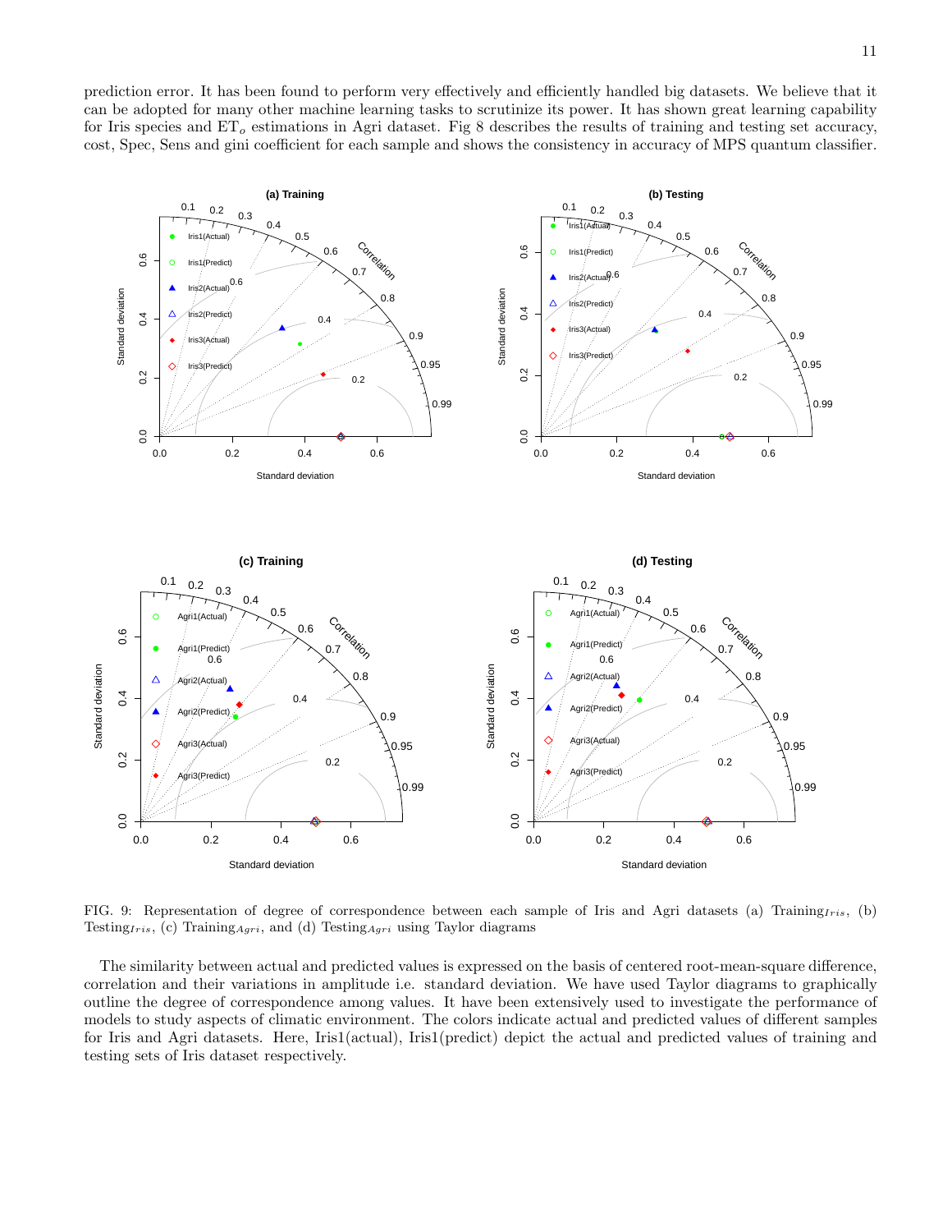prediction error. It has been found to perform very effectively and efficiently handled big datasets. We believe that it can be adopted for many other machine learning tasks to scrutinize its power. It has shown great learning capability for Iris species and $ET_o$ estimations in Agri dataset. Fig 8 describes the results of training and testing set accuracy, cost, Spec, Sens and gini coefficient for each sample and shows the consistency in accuracy of MPS quantum classifier.

FIG. 9: Representation of degree of correspondence between each sample of Iris and Agri datasets (a) $\text{Training}_{Iris}$, (b) $\text{Testing}_{Iris}$, (c) $\text{Training}_{Agri}$, and (d) $\text{Testing}_{Agri}$ using Taylor diagrams

The similarity between actual and predicted values is expressed on the basis of centered root-mean-square difference, correlation and their variations in amplitude i.e. standard deviation. We have used Taylor diagrams to graphically outline the degree of correspondence among values. It have been extensively used to investigate the performance of models to study aspects of climatic environment. The colors indicate actual and predicted values of different samples for Iris and Agri datasets. Here, Iris1(actual), Iris1(predict) depict the actual and predicted values of training and testing sets of Iris dataset respectively.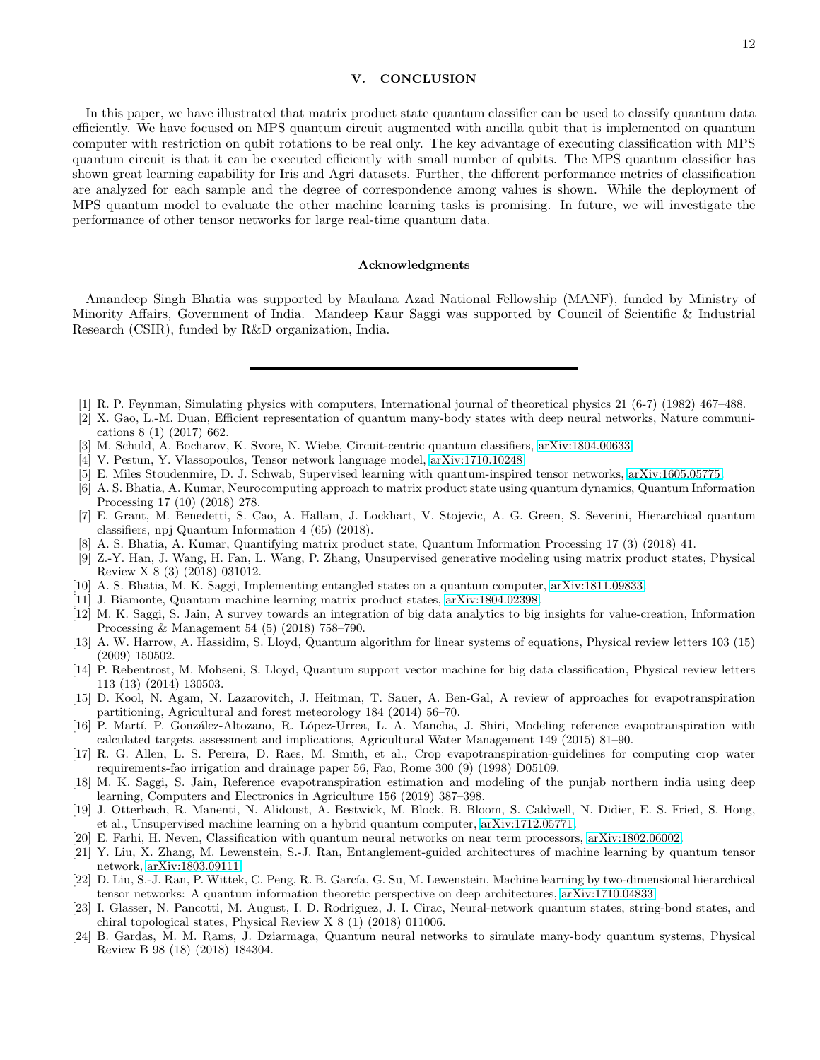## V. CONCLUSION

In this paper, we have illustrated that matrix product state quantum classifier can be used to classify quantum data efficiently. We have focused on MPS quantum circuit augmented with ancilla qubit that is implemented on quantum computer with restriction on qubit rotations to be real only. The key advantage of executing classification with MPS quantum circuit is that it can be executed efficiently with small number of qubits. The MPS quantum classifier has shown great learning capability for Iris and Agri datasets. Further, the different performance metrics of classification are analyzed for each sample and the degree of correspondence among values is shown. While the deployment of MPS quantum model to evaluate the other machine learning tasks is promising. In future, we will investigate the performance of other tensor networks for large real-time quantum data.

### Acknowledgments

Amandeep Singh Bhatia was supported by Maulana Azad National Fellowship (MANF), funded by Ministry of Minority Affairs, Government of India. Mandeep Kaur Saggi was supported by Council of Scientific & Industrial Research (CSIR), funded by R&D organization, India.

---

[1] R. P. Feynman, Simulating physics with computers, International journal of theoretical physics 21 (6-7) (1982) 467–488.

[2] X. Gao, L.-M. Duan, Efficient representation of quantum many-body states with deep neural networks, Nature communications 8 (1) (2017) 662.

[3] M. Schuld, A. Bocharov, K. Svore, N. Wiebe, Circuit-centric quantum classifiers, arXiv:1804.00633.

[4] V. Pestun, Y. Vlassopoulos, Tensor network language model, arXiv:1710.10248.

[5] E. Miles Stoudenmire, D. J. Schwab, Supervised learning with quantum-inspired tensor networks, arXiv:1605.05775.

[6] A. S. Bhatia, A. Kumar, Neurocomputing approach to matrix product state using quantum dynamics, Quantum Information Processing 17 (10) (2018) 278.

[7] E. Grant, M. Benedetti, S. Cao, A. Hallam, J. Lockhart, V. Stojevic, A. G. Green, S. Severini, Hierarchical quantum classifiers, npj Quantum Information 4 (65) (2018).

[8] A. S. Bhatia, A. Kumar, Quantifying matrix product state, Quantum Information Processing 17 (3) (2018) 41.

[9] Z.-Y. Han, J. Wang, H. Fan, L. Wang, P. Zhang, Unsupervised generative modeling using matrix product states, Physical Review X 8 (3) (2018) 031012.

[10] A. S. Bhatia, M. K. Saggi, Implementing entangled states on a quantum computer, arXiv:1811.09833.

[11] J. Biamonte, Quantum machine learning matrix product states, arXiv:1804.02398.

[12] M. K. Saggi, S. Jain, A survey towards an integration of big data analytics to big insights for value-creation, Information Processing & Management 54 (5) (2018) 758–790.

[13] A. W. Harrow, A. Hassidim, S. Lloyd, Quantum algorithm for linear systems of equations, Physical review letters 103 (15) (2009) 150502.

[14] P. Rebentrost, M. Mohseni, S. Lloyd, Quantum support vector machine for big data classification, Physical review letters 113 (13) (2014) 130503.

[15] D. Kool, N. Agam, N. Lazarovitch, J. Heitman, T. Sauer, A. Ben-Gal, A review of approaches for evapotranspiration partitioning, Agricultural and forest meteorology 184 (2014) 56–70.

[16] P. Martí, P. González-Altozano, R. López-Urrea, L. A. Mancha, J. Shiri, Modeling reference evapotranspiration with calculated targets. assessment and implications, Agricultural Water Management 149 (2015) 81–90.

[17] R. G. Allen, L. S. Pereira, D. Raes, M. Smith, et al., Crop evapotranspiration-guidelines for computing crop water requirements-fao irrigation and drainage paper 56, Fao, Rome 300 (9) (1998) D05109.

[18] M. K. Saggi, S. Jain, Reference evapotranspiration estimation and modeling of the punjab northern india using deep learning, Computers and Electronics in Agriculture 156 (2019) 387–398.

[19] J. Otterbach, R. Manenti, N. Alidoust, A. Bestwick, M. Block, B. Bloom, S. Caldwell, N. Didier, E. S. Fried, S. Hong, et al., Unsupervised machine learning on a hybrid quantum computer, arXiv:1712.05771.

[20] E. Farhi, H. Neven, Classification with quantum neural networks on near term processors, arXiv:1802.06002.

[21] Y. Liu, X. Zhang, M. Lewenstein, S.-J. Ran, Entanglement-guided architectures of machine learning by quantum tensor network, arXiv:1803.09111.

[22] D. Liu, S.-J. Ran, P. Wittek, C. Peng, R. B. García, G. Su, M. Lewenstein, Machine learning by two-dimensional hierarchical tensor networks: A quantum information theoretic perspective on deep architectures, arXiv:1710.04833.

[23] I. Glasser, N. Pancotti, M. August, I. D. Rodriguez, J. I. Cirac, Neural-network quantum states, string-bond states, and chiral topological states, Physical Review X 8 (1) (2018) 011006.

[24] B. Gardas, M. M. Rams, J. Dziarmaga, Quantum neural networks to simulate many-body quantum systems, Physical Review B 98 (18) (2018) 184304.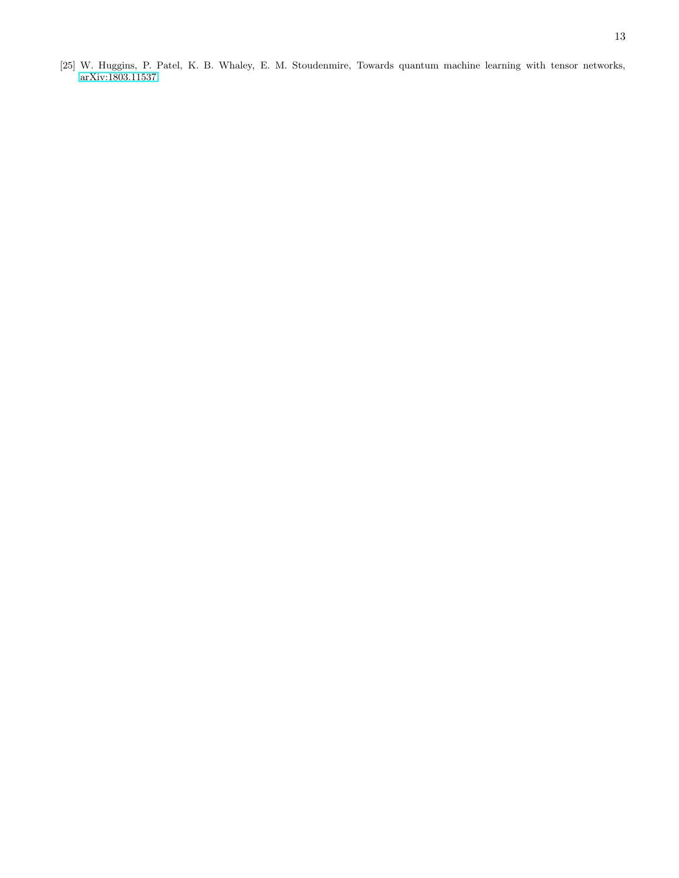[25] W. Huggins, P. Patel, K. B. Whaley, E. M. Stoudenmire, Towards quantum machine learning with tensor networks, arXiv:1803.11537